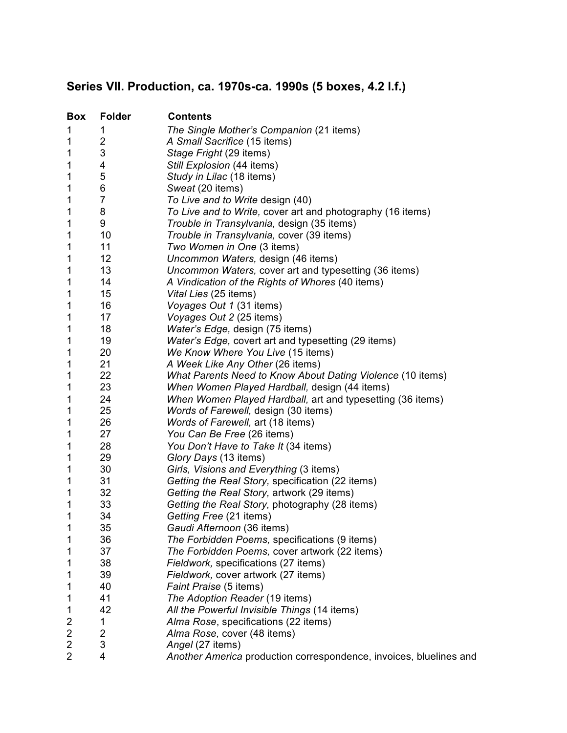## Series VII. Production, ca. 1970s-ca. 1990s (5 boxes, 4.2 l.f.)

| Box | Folder | Contents |
|---|---|---|
| 1 | 1 | *The Single Mother's Companion* (21 items) |
| 1 | 2 | *A Small Sacrifice* (15 items) |
| 1 | 3 | *Stage Fright* (29 items) |
| 1 | 4 | *Still Explosion* (44 items) |
| 1 | 5 | *Study in Lilac* (18 items) |
| 1 | 6 | *Sweat* (20 items) |
| 1 | 7 | *To Live and to Write* design (40) |
| 1 | 8 | *To Live and to Write,* cover art and photography (16 items) |
| 1 | 9 | *Trouble in Transylvania,* design (35 items) |
| 1 | 10 | *Trouble in Transylvania,* cover (39 items) |
| 1 | 11 | *Two Women in One* (3 items) |
| 1 | 12 | *Uncommon Waters,* design (46 items) |
| 1 | 13 | *Uncommon Waters,* cover art and typesetting (36 items) |
| 1 | 14 | *A Vindication of the Rights of Whores* (40 items) |
| 1 | 15 | *Vital Lies* (25 items) |
| 1 | 16 | *Voyages Out 1* (31 items) |
| 1 | 17 | *Voyages Out 2* (25 items) |
| 1 | 18 | *Water's Edge,* design (75 items) |
| 1 | 19 | *Water's Edge,* covert art and typesetting (29 items) |
| 1 | 20 | *We Know Where You Live* (15 items) |
| 1 | 21 | *A Week Like Any Other* (26 items) |
| 1 | 22 | *What Parents Need to Know About Dating Violence* (10 items) |
| 1 | 23 | *When Women Played Hardball,* design (44 items) |
| 1 | 24 | *When Women Played Hardball,* art and typesetting (36 items) |
| 1 | 25 | *Words of Farewell,* design (30 items) |
| 1 | 26 | *Words of Farewell,* art (18 items) |
| 1 | 27 | *You Can Be Free* (26 items) |
| 1 | 28 | *You Don't Have to Take It* (34 items) |
| 1 | 29 | *Glory Days* (13 items) |
| 1 | 30 | *Girls, Visions and Everything* (3 items) |
| 1 | 31 | *Getting the Real Story,* specification (22 items) |
| 1 | 32 | *Getting the Real Story,* artwork (29 items) |
| 1 | 33 | *Getting the Real Story,* photography (28 items) |
| 1 | 34 | *Getting Free* (21 items) |
| 1 | 35 | *Gaudi Afternoon* (36 items) |
| 1 | 36 | *The Forbidden Poems,* specifications (9 items) |
| 1 | 37 | *The Forbidden Poems,* cover artwork (22 items) |
| 1 | 38 | *Fieldwork,* specifications (27 items) |
| 1 | 39 | *Fieldwork,* cover artwork (27 items) |
| 1 | 40 | *Faint Praise* (5 items) |
| 1 | 41 | *The Adoption Reader* (19 items) |
| 1 | 42 | *All the Powerful Invisible Things* (14 items) |
| 2 | 1 | *Alma Rose*, specifications (22 items) |
| 2 | 2 | *Alma Rose,* cover (48 items) |
| 2 | 3 | *Angel* (27 items) |
| 2 | 4 | *Another America* production correspondence, invoices, bluelines and |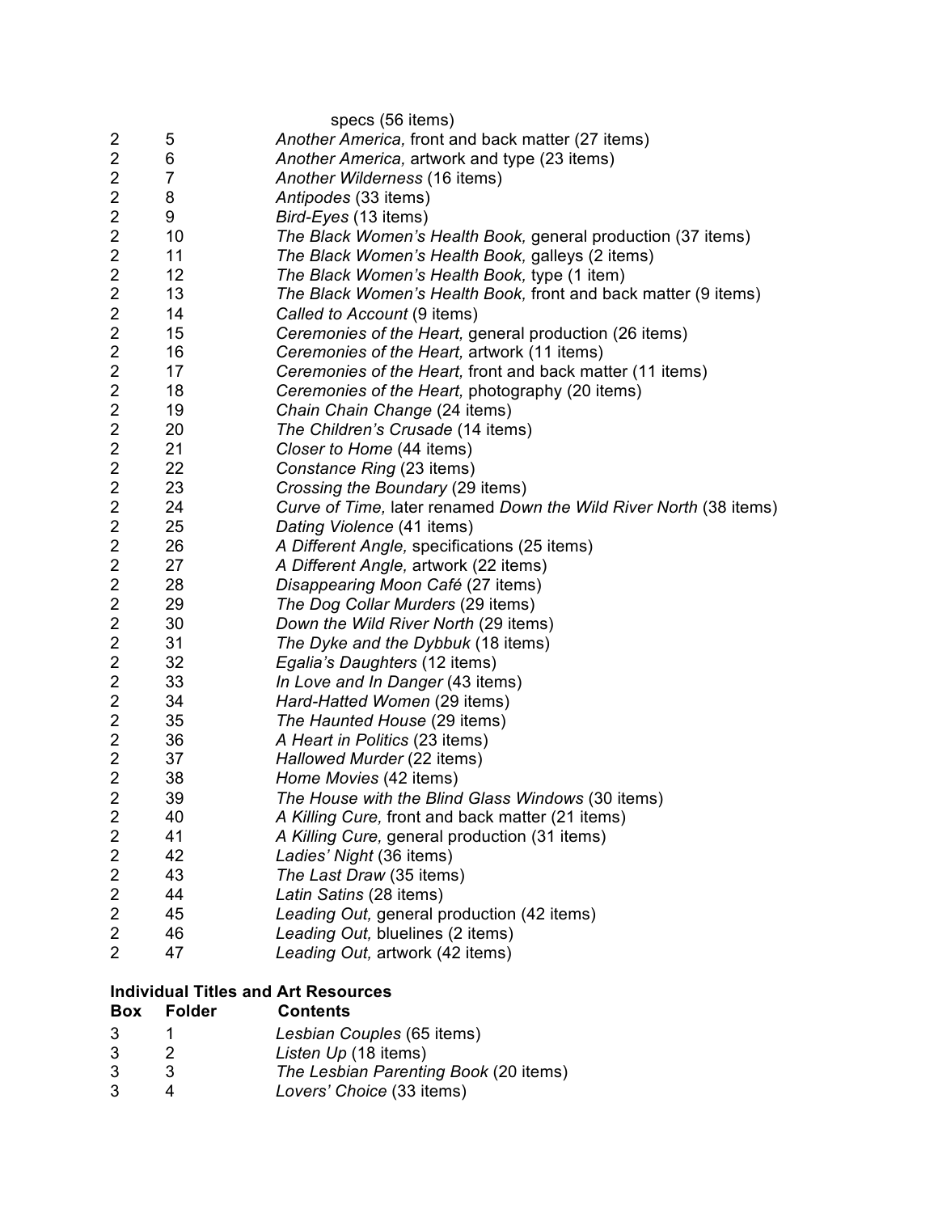| | | specs (56 items) |
|---|---|---|
| 2 | 5 | *Another America,* front and back matter (27 items) |
| 2 | 6 | *Another America,* artwork and type (23 items) |
| 2 | 7 | *Another Wilderness* (16 items) |
| 2 | 8 | *Antipodes* (33 items) |
| 2 | 9 | *Bird-Eyes* (13 items) |
| 2 | 10 | *The Black Women's Health Book,* general production (37 items) |
| 2 | 11 | *The Black Women's Health Book,* galleys (2 items) |
| 2 | 12 | *The Black Women's Health Book,* type (1 item) |
| 2 | 13 | *The Black Women's Health Book,* front and back matter (9 items) |
| 2 | 14 | *Called to Account* (9 items) |
| 2 | 15 | *Ceremonies of the Heart,* general production (26 items) |
| 2 | 16 | *Ceremonies of the Heart,* artwork (11 items) |
| 2 | 17 | *Ceremonies of the Heart,* front and back matter (11 items) |
| 2 | 18 | *Ceremonies of the Heart,* photography (20 items) |
| 2 | 19 | *Chain Chain Change* (24 items) |
| 2 | 20 | *The Children's Crusade* (14 items) |
| 2 | 21 | *Closer to Home* (44 items) |
| 2 | 22 | *Constance Ring* (23 items) |
| 2 | 23 | *Crossing the Boundary* (29 items) |
| 2 | 24 | *Curve of Time,* later renamed *Down the Wild River North* (38 items) |
| 2 | 25 | *Dating Violence* (41 items) |
| 2 | 26 | *A Different Angle,* specifications (25 items) |
| 2 | 27 | *A Different Angle,* artwork (22 items) |
| 2 | 28 | *Disappearing Moon Café* (27 items) |
| 2 | 29 | *The Dog Collar Murders* (29 items) |
| 2 | 30 | *Down the Wild River North* (29 items) |
| 2 | 31 | *The Dyke and the Dybbuk* (18 items) |
| 2 | 32 | *Egalia's Daughters* (12 items) |
| 2 | 33 | *In Love and In Danger* (43 items) |
| 2 | 34 | *Hard-Hatted Women* (29 items) |
| 2 | 35 | *The Haunted House* (29 items) |
| 2 | 36 | *A Heart in Politics* (23 items) |
| 2 | 37 | *Hallowed Murder* (22 items) |
| 2 | 38 | *Home Movies* (42 items) |
| 2 | 39 | *The House with the Blind Glass Windows* (30 items) |
| 2 | 40 | *A Killing Cure,* front and back matter (21 items) |
| 2 | 41 | *A Killing Cure,* general production (31 items) |
| 2 | 42 | *Ladies' Night* (36 items) |
| 2 | 43 | *The Last Draw* (35 items) |
| 2 | 44 | *Latin Satins* (28 items) |
| 2 | 45 | *Leading Out,* general production (42 items) |
| 2 | 46 | *Leading Out,* bluelines (2 items) |
| 2 | 47 | *Leading Out,* artwork (42 items) |

**Individual Titles and Art Resources**

| Box | Folder | Contents |
|---|---|---|
| 3 | 1 | *Lesbian Couples* (65 items) |
| 3 | 2 | *Listen Up* (18 items) |
| 3 | 3 | *The Lesbian Parenting Book* (20 items) |
| 3 | 4 | *Lovers' Choice* (33 items) |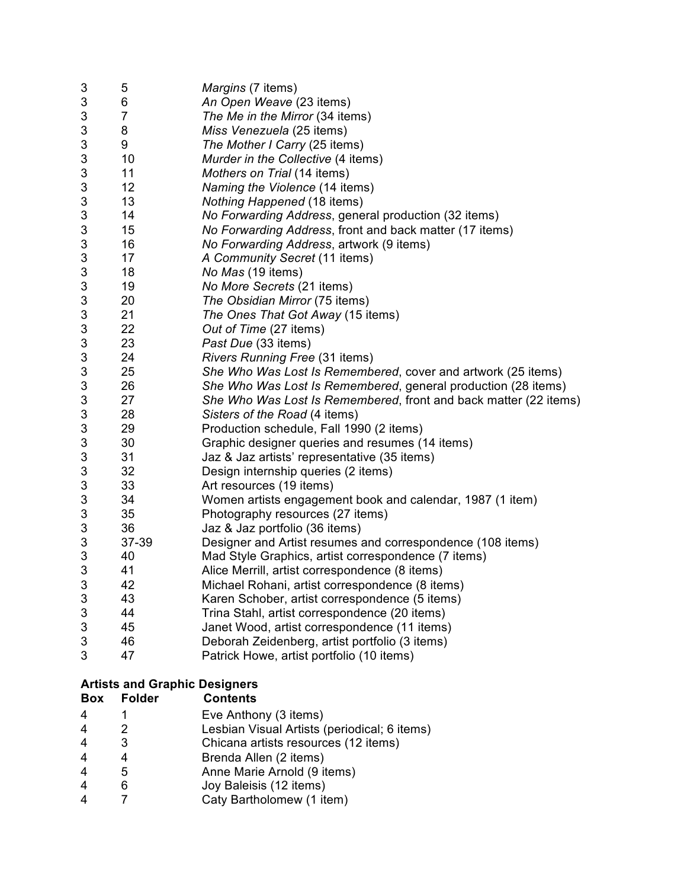| | | |
|---|---|---|
| 3 | 5 | *Margins* (7 items) |
| 3 | 6 | *An Open Weave* (23 items) |
| 3 | 7 | *The Me in the Mirror* (34 items) |
| 3 | 8 | *Miss Venezuela* (25 items) |
| 3 | 9 | *The Mother I Carry* (25 items) |
| 3 | 10 | *Murder in the Collective* (4 items) |
| 3 | 11 | *Mothers on Trial* (14 items) |
| 3 | 12 | *Naming the Violence* (14 items) |
| 3 | 13 | *Nothing Happened* (18 items) |
| 3 | 14 | *No Forwarding Address*, general production (32 items) |
| 3 | 15 | *No Forwarding Address*, front and back matter (17 items) |
| 3 | 16 | *No Forwarding Address*, artwork (9 items) |
| 3 | 17 | *A Community Secret* (11 items) |
| 3 | 18 | *No Mas* (19 items) |
| 3 | 19 | *No More Secrets* (21 items) |
| 3 | 20 | *The Obsidian Mirror* (75 items) |
| 3 | 21 | *The Ones That Got Away* (15 items) |
| 3 | 22 | *Out of Time* (27 items) |
| 3 | 23 | *Past Due* (33 items) |
| 3 | 24 | *Rivers Running Free* (31 items) |
| 3 | 25 | *She Who Was Lost Is Remembered*, cover and artwork (25 items) |
| 3 | 26 | *She Who Was Lost Is Remembered*, general production (28 items) |
| 3 | 27 | *She Who Was Lost Is Remembered*, front and back matter (22 items) |
| 3 | 28 | *Sisters of the Road* (4 items) |
| 3 | 29 | Production schedule, Fall 1990 (2 items) |
| 3 | 30 | Graphic designer queries and resumes (14 items) |
| 3 | 31 | Jaz & Jaz artists' representative (35 items) |
| 3 | 32 | Design internship queries (2 items) |
| 3 | 33 | Art resources (19 items) |
| 3 | 34 | Women artists engagement book and calendar, 1987 (1 item) |
| 3 | 35 | Photography resources (27 items) |
| 3 | 36 | Jaz & Jaz portfolio (36 items) |
| 3 | 37-39 | Designer and Artist resumes and correspondence (108 items) |
| 3 | 40 | Mad Style Graphics, artist correspondence (7 items) |
| 3 | 41 | Alice Merrill, artist correspondence (8 items) |
| 3 | 42 | Michael Rohani, artist correspondence (8 items) |
| 3 | 43 | Karen Schober, artist correspondence (5 items) |
| 3 | 44 | Trina Stahl, artist correspondence (20 items) |
| 3 | 45 | Janet Wood, artist correspondence (11 items) |
| 3 | 46 | Deborah Zeidenberg, artist portfolio (3 items) |
| 3 | 47 | Patrick Howe, artist portfolio (10 items) |

**Artists and Graphic Designers**

| Box | Folder | Contents |
|---|---|---|
| 4 | 1 | Eve Anthony (3 items) |
| 4 | 2 | Lesbian Visual Artists (periodical; 6 items) |
| 4 | 3 | Chicana artists resources (12 items) |
| 4 | 4 | Brenda Allen (2 items) |
| 4 | 5 | Anne Marie Arnold (9 items) |
| 4 | 6 | Joy Baleisis (12 items) |
| 4 | 7 | Caty Bartholomew (1 item) |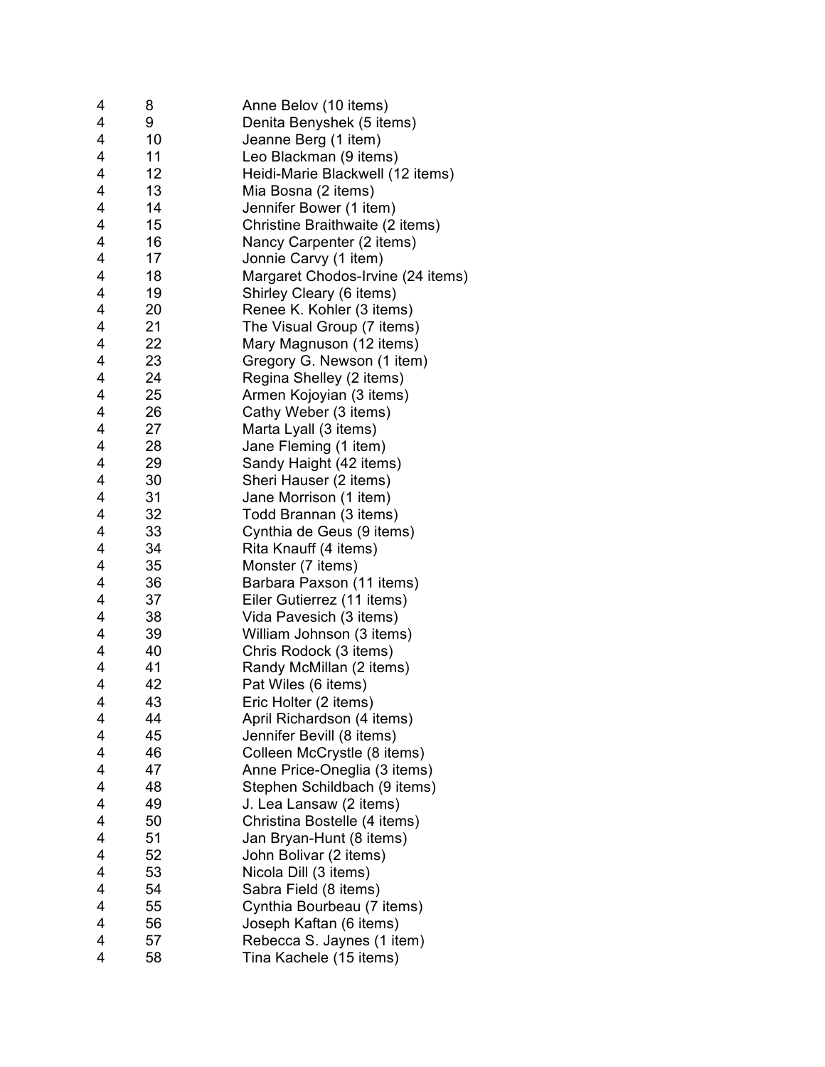| | | |
|---|---|---|
| 4 | 8 | Anne Belov (10 items) |
| 4 | 9 | Denita Benyshek (5 items) |
| 4 | 10 | Jeanne Berg (1 item) |
| 4 | 11 | Leo Blackman (9 items) |
| 4 | 12 | Heidi-Marie Blackwell (12 items) |
| 4 | 13 | Mia Bosna (2 items) |
| 4 | 14 | Jennifer Bower (1 item) |
| 4 | 15 | Christine Braithwaite (2 items) |
| 4 | 16 | Nancy Carpenter (2 items) |
| 4 | 17 | Jonnie Carvy (1 item) |
| 4 | 18 | Margaret Chodos-Irvine (24 items) |
| 4 | 19 | Shirley Cleary (6 items) |
| 4 | 20 | Renee K. Kohler (3 items) |
| 4 | 21 | The Visual Group (7 items) |
| 4 | 22 | Mary Magnuson (12 items) |
| 4 | 23 | Gregory G. Newson (1 item) |
| 4 | 24 | Regina Shelley (2 items) |
| 4 | 25 | Armen Kojoyian (3 items) |
| 4 | 26 | Cathy Weber (3 items) |
| 4 | 27 | Marta Lyall (3 items) |
| 4 | 28 | Jane Fleming (1 item) |
| 4 | 29 | Sandy Haight (42 items) |
| 4 | 30 | Sheri Hauser (2 items) |
| 4 | 31 | Jane Morrison (1 item) |
| 4 | 32 | Todd Brannan (3 items) |
| 4 | 33 | Cynthia de Geus (9 items) |
| 4 | 34 | Rita Knauff (4 items) |
| 4 | 35 | Monster (7 items) |
| 4 | 36 | Barbara Paxson (11 items) |
| 4 | 37 | Eiler Gutierrez (11 items) |
| 4 | 38 | Vida Pavesich (3 items) |
| 4 | 39 | William Johnson (3 items) |
| 4 | 40 | Chris Rodock (3 items) |
| 4 | 41 | Randy McMillan (2 items) |
| 4 | 42 | Pat Wiles (6 items) |
| 4 | 43 | Eric Holter (2 items) |
| 4 | 44 | April Richardson (4 items) |
| 4 | 45 | Jennifer Bevill (8 items) |
| 4 | 46 | Colleen McCrystle (8 items) |
| 4 | 47 | Anne Price-Oneglia (3 items) |
| 4 | 48 | Stephen Schildbach (9 items) |
| 4 | 49 | J. Lea Lansaw (2 items) |
| 4 | 50 | Christina Bostelle (4 items) |
| 4 | 51 | Jan Bryan-Hunt (8 items) |
| 4 | 52 | John Bolivar (2 items) |
| 4 | 53 | Nicola Dill (3 items) |
| 4 | 54 | Sabra Field (8 items) |
| 4 | 55 | Cynthia Bourbeau (7 items) |
| 4 | 56 | Joseph Kaftan (6 items) |
| 4 | 57 | Rebecca S. Jaynes (1 item) |
| 4 | 58 | Tina Kachele (15 items) |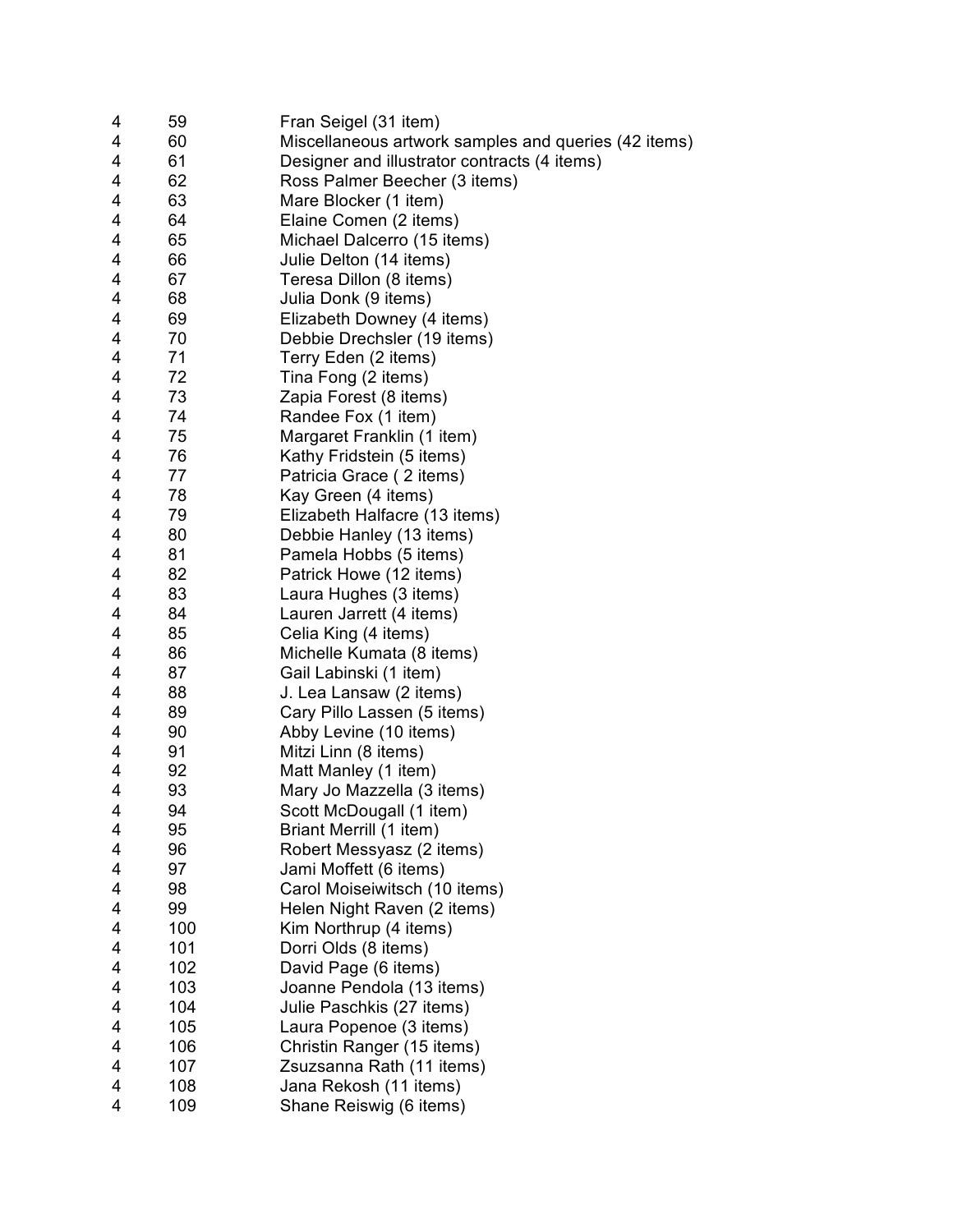| | | |
|---|---|---|
| 4 | 59 | Fran Seigel (31 item) |
| 4 | 60 | Miscellaneous artwork samples and queries (42 items) |
| 4 | 61 | Designer and illustrator contracts (4 items) |
| 4 | 62 | Ross Palmer Beecher (3 items) |
| 4 | 63 | Mare Blocker (1 item) |
| 4 | 64 | Elaine Comen (2 items) |
| 4 | 65 | Michael Dalcerro (15 items) |
| 4 | 66 | Julie Delton (14 items) |
| 4 | 67 | Teresa Dillon (8 items) |
| 4 | 68 | Julia Donk (9 items) |
| 4 | 69 | Elizabeth Downey (4 items) |
| 4 | 70 | Debbie Drechsler (19 items) |
| 4 | 71 | Terry Eden (2 items) |
| 4 | 72 | Tina Fong (2 items) |
| 4 | 73 | Zapia Forest (8 items) |
| 4 | 74 | Randee Fox (1 item) |
| 4 | 75 | Margaret Franklin (1 item) |
| 4 | 76 | Kathy Fridstein (5 items) |
| 4 | 77 | Patricia Grace ( 2 items) |
| 4 | 78 | Kay Green (4 items) |
| 4 | 79 | Elizabeth Halfacre (13 items) |
| 4 | 80 | Debbie Hanley (13 items) |
| 4 | 81 | Pamela Hobbs (5 items) |
| 4 | 82 | Patrick Howe (12 items) |
| 4 | 83 | Laura Hughes (3 items) |
| 4 | 84 | Lauren Jarrett (4 items) |
| 4 | 85 | Celia King (4 items) |
| 4 | 86 | Michelle Kumata (8 items) |
| 4 | 87 | Gail Labinski (1 item) |
| 4 | 88 | J. Lea Lansaw (2 items) |
| 4 | 89 | Cary Pillo Lassen (5 items) |
| 4 | 90 | Abby Levine (10 items) |
| 4 | 91 | Mitzi Linn (8 items) |
| 4 | 92 | Matt Manley (1 item) |
| 4 | 93 | Mary Jo Mazzella (3 items) |
| 4 | 94 | Scott McDougall (1 item) |
| 4 | 95 | Briant Merrill (1 item) |
| 4 | 96 | Robert Messyasz (2 items) |
| 4 | 97 | Jami Moffett (6 items) |
| 4 | 98 | Carol Moiseiwitsch (10 items) |
| 4 | 99 | Helen Night Raven (2 items) |
| 4 | 100 | Kim Northrup (4 items) |
| 4 | 101 | Dorri Olds (8 items) |
| 4 | 102 | David Page (6 items) |
| 4 | 103 | Joanne Pendola (13 items) |
| 4 | 104 | Julie Paschkis (27 items) |
| 4 | 105 | Laura Popenoe (3 items) |
| 4 | 106 | Christin Ranger (15 items) |
| 4 | 107 | Zsuzsanna Rath (11 items) |
| 4 | 108 | Jana Rekosh (11 items) |
| 4 | 109 | Shane Reiswig (6 items) |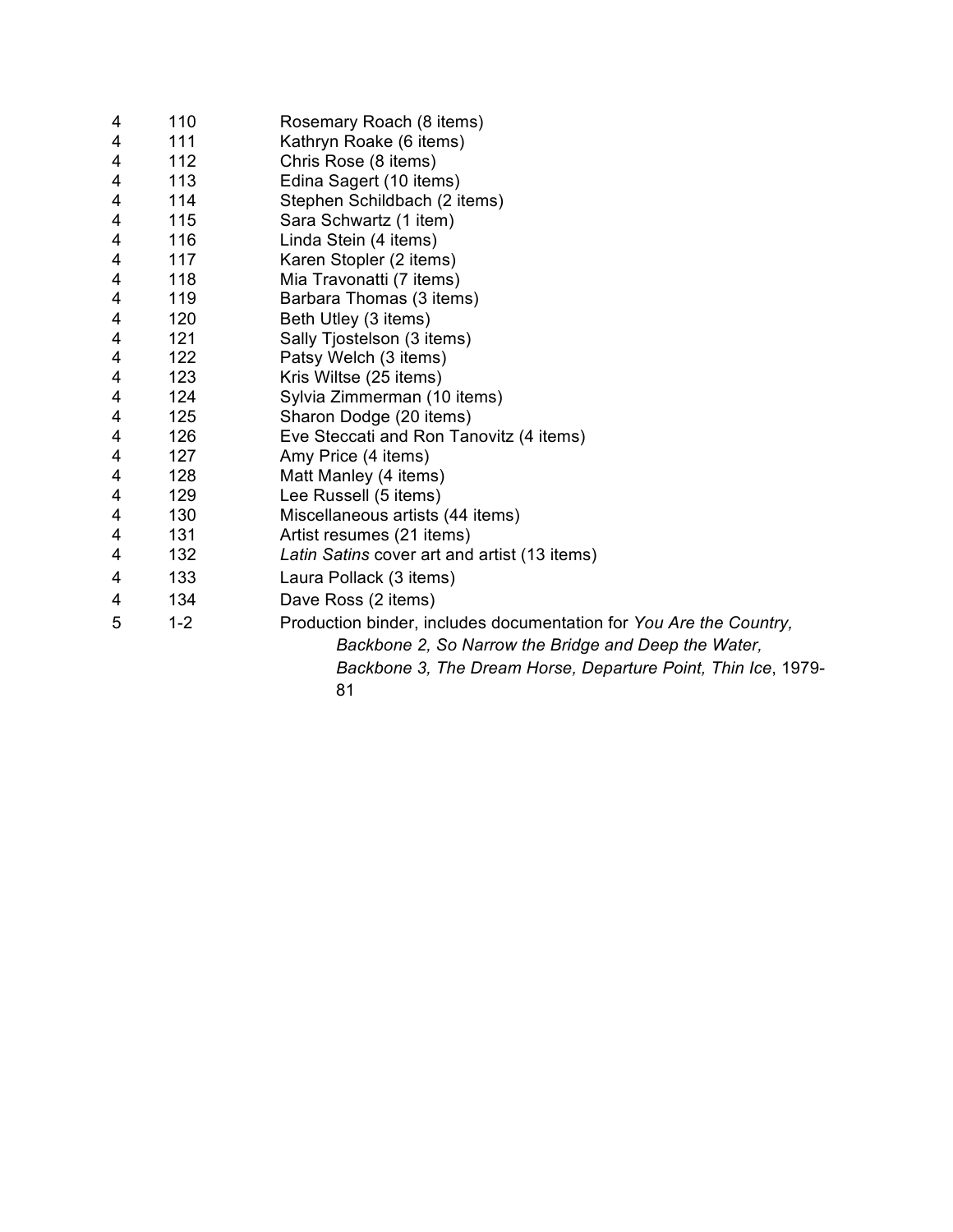| | | |
|---|---|---|
| 4 | 110 | Rosemary Roach (8 items) |
| 4 | 111 | Kathryn Roake (6 items) |
| 4 | 112 | Chris Rose (8 items) |
| 4 | 113 | Edina Sagert (10 items) |
| 4 | 114 | Stephen Schildbach (2 items) |
| 4 | 115 | Sara Schwartz (1 item) |
| 4 | 116 | Linda Stein (4 items) |
| 4 | 117 | Karen Stopler (2 items) |
| 4 | 118 | Mia Travonatti (7 items) |
| 4 | 119 | Barbara Thomas (3 items) |
| 4 | 120 | Beth Utley (3 items) |
| 4 | 121 | Sally Tjostelson (3 items) |
| 4 | 122 | Patsy Welch (3 items) |
| 4 | 123 | Kris Wiltse (25 items) |
| 4 | 124 | Sylvia Zimmerman (10 items) |
| 4 | 125 | Sharon Dodge (20 items) |
| 4 | 126 | Eve Steccati and Ron Tanovitz (4 items) |
| 4 | 127 | Amy Price (4 items) |
| 4 | 128 | Matt Manley (4 items) |
| 4 | 129 | Lee Russell (5 items) |
| 4 | 130 | Miscellaneous artists (44 items) |
| 4 | 131 | Artist resumes (21 items) |
| 4 | 132 | *Latin Satins* cover art and artist (13 items) |
| 4 | 133 | Laura Pollack (3 items) |
| 4 | 134 | Dave Ross (2 items) |
| 5 | 1-2 | Production binder, includes documentation for *You Are the Country, Backbone 2, So Narrow the Bridge and Deep the Water, Backbone 3, The Dream Horse, Departure Point, Thin Ice*, 1979-81 |